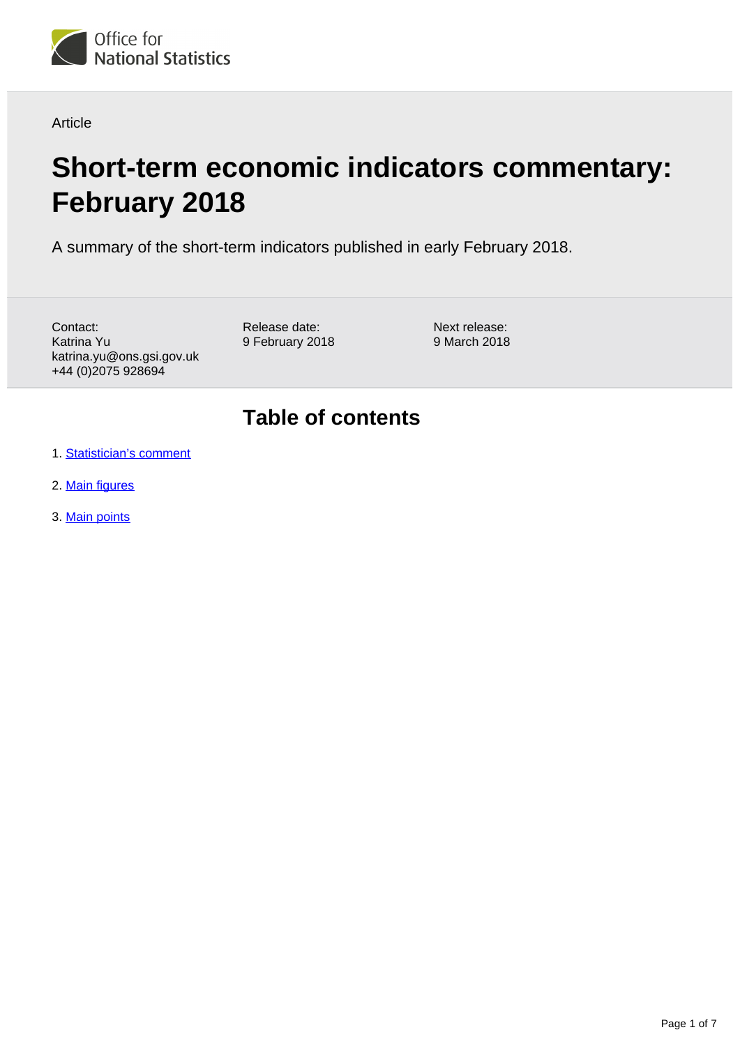Article

# Short-term economic indicators commentary: February 2018

A summary of the short-term indicators published in early February 2018.

Contact:
Katrina Yu
katrina.yu@ons.gsi.gov.uk
+44 (0)2075 928694

Release date:
9 February 2018

Next release:
9 March 2018

## Table of contents

1. Statistician's comment
2. Main figures
3. Main points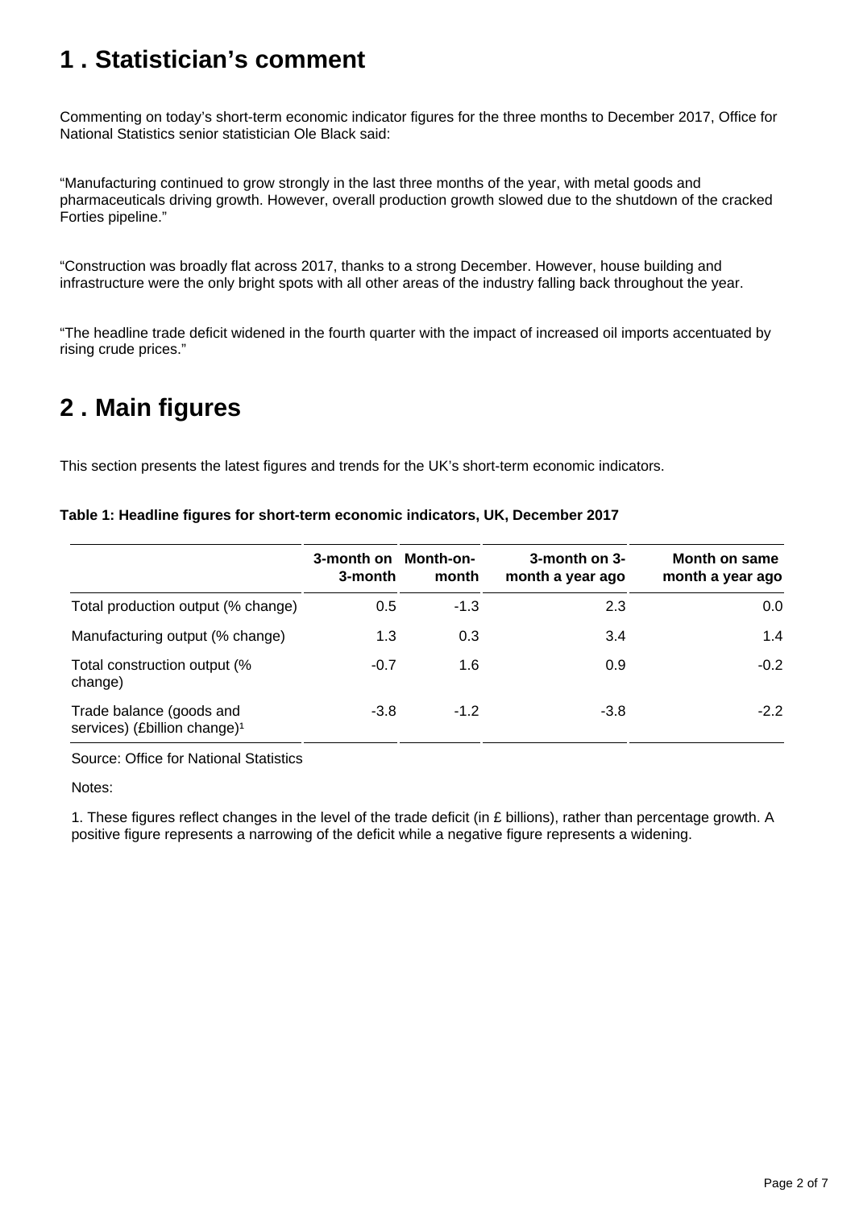# 1 . Statistician's comment

Commenting on today's short-term economic indicator figures for the three months to December 2017, Office for National Statistics senior statistician Ole Black said:

"Manufacturing continued to grow strongly in the last three months of the year, with metal goods and pharmaceuticals driving growth. However, overall production growth slowed due to the shutdown of the cracked Forties pipeline."

"Construction was broadly flat across 2017, thanks to a strong December. However, house building and infrastructure were the only bright spots with all other areas of the industry falling back throughout the year.

"The headline trade deficit widened in the fourth quarter with the impact of increased oil imports accentuated by rising crude prices."

# 2 . Main figures

This section presents the latest figures and trends for the UK's short-term economic indicators.

**Table 1: Headline figures for short-term economic indicators, UK, December 2017**

| | 3-month on 3-month | Month-on-month | 3-month on 3-month a year ago | Month on same month a year ago |
|---|---|---|---|---|
| Total production output (% change) | 0.5 | -1.3 | 2.3 | 0.0 |
| Manufacturing output (% change) | 1.3 | 0.3 | 3.4 | 1.4 |
| Total construction output (% change) | -0.7 | 1.6 | 0.9 | -0.2 |
| Trade balance (goods and services) (£billion change)[1] | -3.8 | -1.2 | -3.8 | -2.2 |

Source: Office for National Statistics

Notes:

1. These figures reflect changes in the level of the trade deficit (in £ billions), rather than percentage growth. A positive figure represents a narrowing of the deficit while a negative figure represents a widening.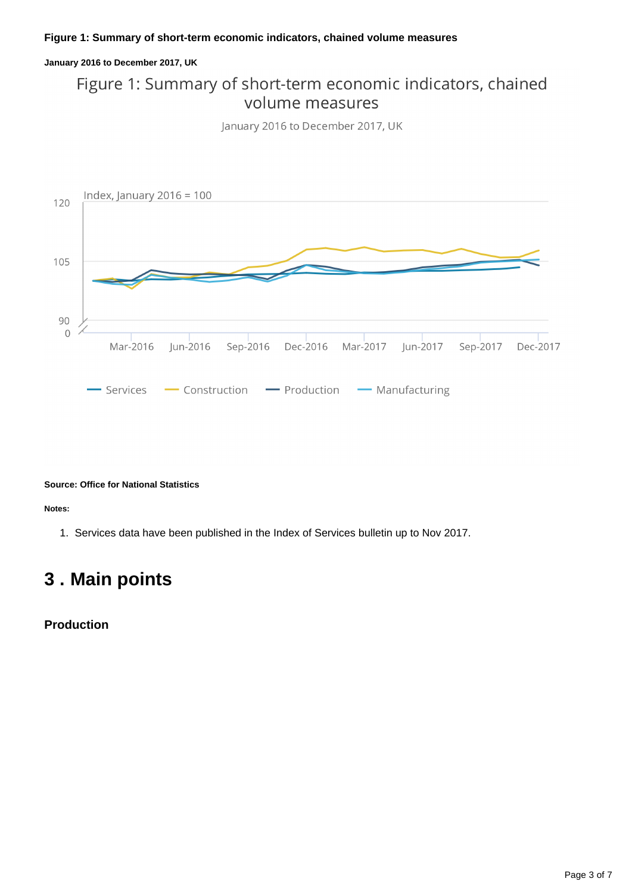**Figure 1: Summary of short-term economic indicators, chained volume measures**

**January 2016 to December 2017, UK**

Figure 1: Summary of short-term economic indicators, chained volume measures

January 2016 to December 2017, UK

**Source: Office for National Statistics**

**Notes:**

1. Services data have been published in the Index of Services bulletin up to Nov 2017.

## 3 . Main points

### Production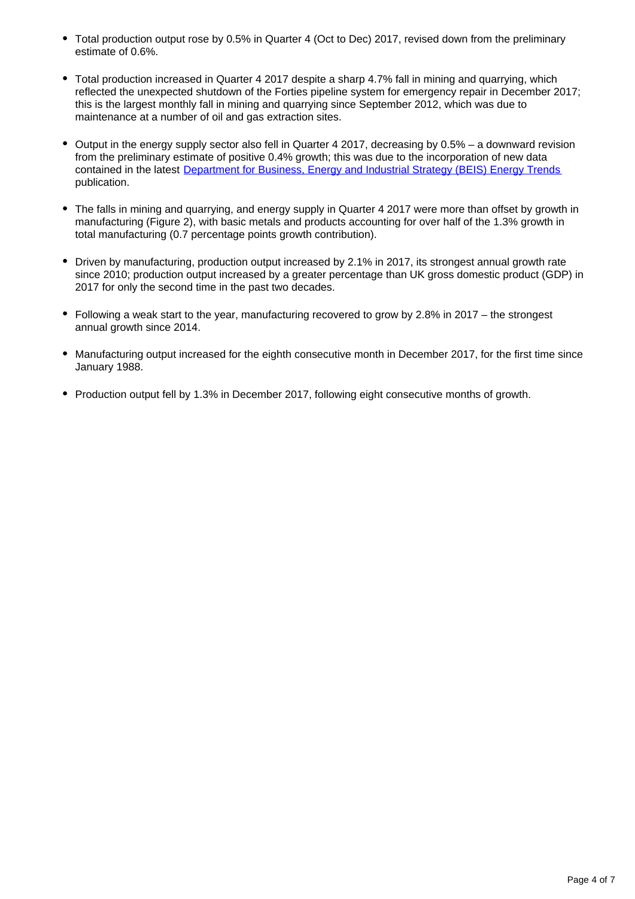- Total production output rose by 0.5% in Quarter 4 (Oct to Dec) 2017, revised down from the preliminary estimate of 0.6%.

- Total production increased in Quarter 4 2017 despite a sharp 4.7% fall in mining and quarrying, which reflected the unexpected shutdown of the Forties pipeline system for emergency repair in December 2017; this is the largest monthly fall in mining and quarrying since September 2012, which was due to maintenance at a number of oil and gas extraction sites.

- Output in the energy supply sector also fell in Quarter 4 2017, decreasing by 0.5% – a downward revision from the preliminary estimate of positive 0.4% growth; this was due to the incorporation of new data contained in the latest [Department for Business, Energy and Industrial Strategy (BEIS) Energy Trends](#) publication.

- The falls in mining and quarrying, and energy supply in Quarter 4 2017 were more than offset by growth in manufacturing (Figure 2), with basic metals and products accounting for over half of the 1.3% growth in total manufacturing (0.7 percentage points growth contribution).

- Driven by manufacturing, production output increased by 2.1% in 2017, its strongest annual growth rate since 2010; production output increased by a greater percentage than UK gross domestic product (GDP) in 2017 for only the second time in the past two decades.

- Following a weak start to the year, manufacturing recovered to grow by 2.8% in 2017 – the strongest annual growth since 2014.

- Manufacturing output increased for the eighth consecutive month in December 2017, for the first time since January 1988.

- Production output fell by 1.3% in December 2017, following eight consecutive months of growth.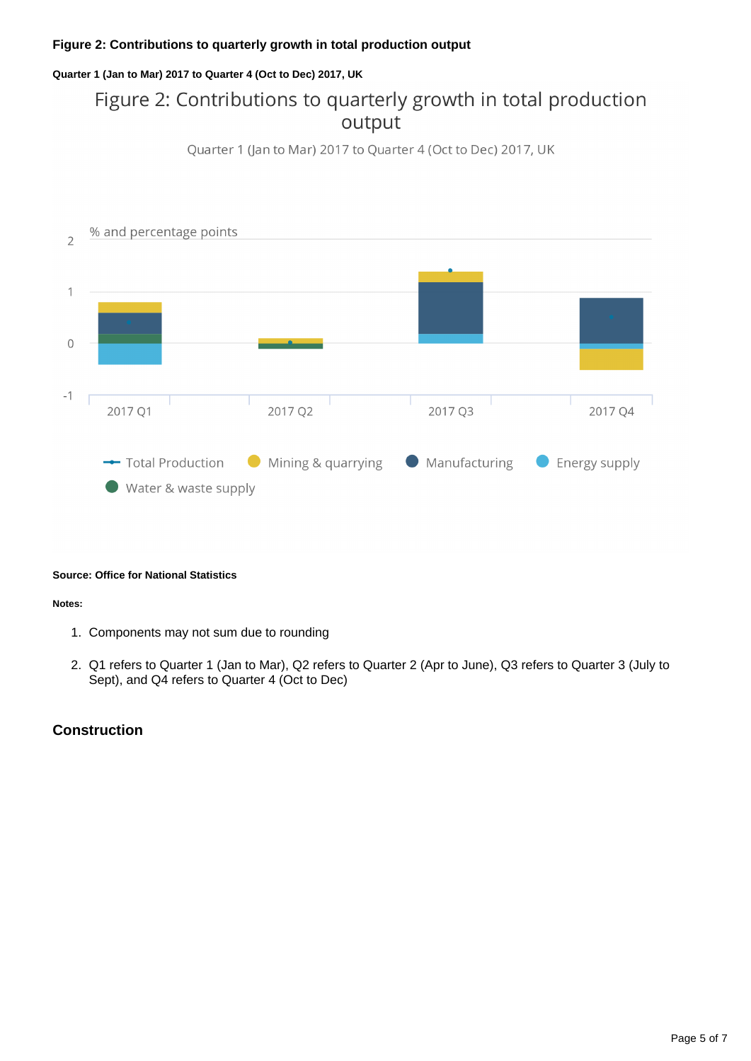#### Figure 2: Contributions to quarterly growth in total production output

##### Quarter 1 (Jan to Mar) 2017 to Quarter 4 (Oct to Dec) 2017, UK

Figure 2: Contributions to quarterly growth in total production output

Quarter 1 (Jan to Mar) 2017 to Quarter 4 (Oct to Dec) 2017, UK

% and percentage points

2017 Q1 | 2017 Q2 | 2017 Q3 | 2017 Q4

Total Production · Mining & quarrying · Manufacturing · Energy supply · Water & waste supply

**Source: Office for National Statistics**

**Notes:**

1. Components may not sum due to rounding

2. Q1 refers to Quarter 1 (Jan to Mar), Q2 refers to Quarter 2 (Apr to June), Q3 refers to Quarter 3 (July to Sept), and Q4 refers to Quarter 4 (Oct to Dec)

### Construction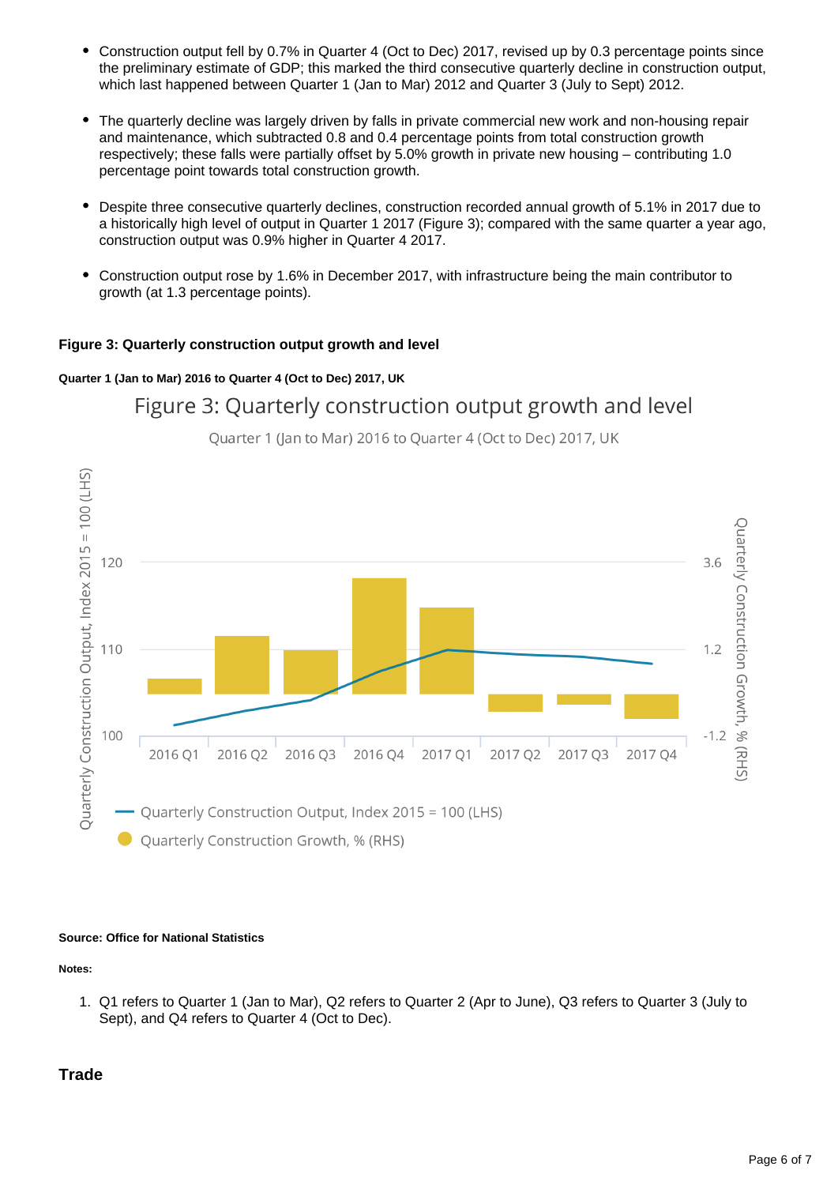- Construction output fell by 0.7% in Quarter 4 (Oct to Dec) 2017, revised up by 0.3 percentage points since the preliminary estimate of GDP; this marked the third consecutive quarterly decline in construction output, which last happened between Quarter 1 (Jan to Mar) 2012 and Quarter 3 (July to Sept) 2012.

- The quarterly decline was largely driven by falls in private commercial new work and non-housing repair and maintenance, which subtracted 0.8 and 0.4 percentage points from total construction growth respectively; these falls were partially offset by 5.0% growth in private new housing – contributing 1.0 percentage point towards total construction growth.

- Despite three consecutive quarterly declines, construction recorded annual growth of 5.1% in 2017 due to a historically high level of output in Quarter 1 2017 (Figure 3); compared with the same quarter a year ago, construction output was 0.9% higher in Quarter 4 2017.

- Construction output rose by 1.6% in December 2017, with infrastructure being the main contributor to growth (at 1.3 percentage points).

**Figure 3: Quarterly construction output growth and level**

**Quarter 1 (Jan to Mar) 2016 to Quarter 4 (Oct to Dec) 2017, UK**

Figure 3: Quarterly construction output growth and level

Quarter 1 (Jan to Mar) 2016 to Quarter 4 (Oct to Dec) 2017, UK

Quarterly Construction Output, Index 2015 = 100 (LHS)

Quarterly Construction Growth, % (RHS)

2016 Q1, 2016 Q2, 2016 Q3, 2016 Q4, 2017 Q1, 2017 Q2, 2017 Q3, 2017 Q4

**Source: Office for National Statistics**

**Notes:**

1. Q1 refers to Quarter 1 (Jan to Mar), Q2 refers to Quarter 2 (Apr to June), Q3 refers to Quarter 3 (July to Sept), and Q4 refers to Quarter 4 (Oct to Dec).

## Trade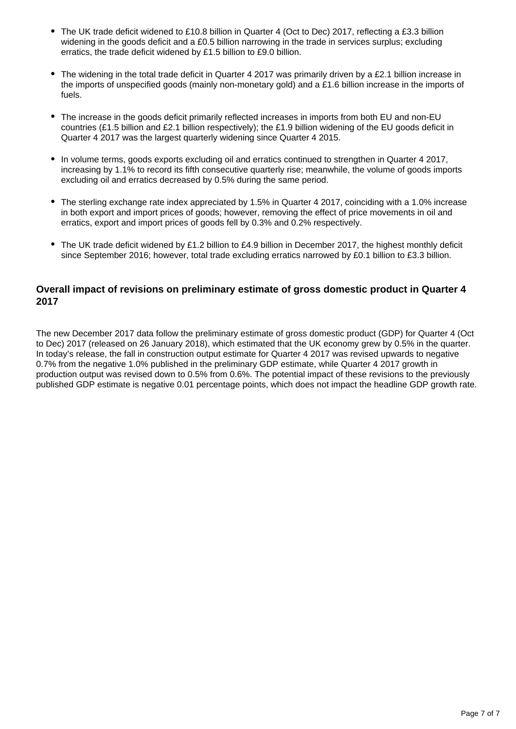- The UK trade deficit widened to £10.8 billion in Quarter 4 (Oct to Dec) 2017, reflecting a £3.3 billion widening in the goods deficit and a £0.5 billion narrowing in the trade in services surplus; excluding erratics, the trade deficit widened by £1.5 billion to £9.0 billion.

- The widening in the total trade deficit in Quarter 4 2017 was primarily driven by a £2.1 billion increase in the imports of unspecified goods (mainly non-monetary gold) and a £1.6 billion increase in the imports of fuels.

- The increase in the goods deficit primarily reflected increases in imports from both EU and non-EU countries (£1.5 billion and £2.1 billion respectively); the £1.9 billion widening of the EU goods deficit in Quarter 4 2017 was the largest quarterly widening since Quarter 4 2015.

- In volume terms, goods exports excluding oil and erratics continued to strengthen in Quarter 4 2017, increasing by 1.1% to record its fifth consecutive quarterly rise; meanwhile, the volume of goods imports excluding oil and erratics decreased by 0.5% during the same period.

- The sterling exchange rate index appreciated by 1.5% in Quarter 4 2017, coinciding with a 1.0% increase in both export and import prices of goods; however, removing the effect of price movements in oil and erratics, export and import prices of goods fell by 0.3% and 0.2% respectively.

- The UK trade deficit widened by £1.2 billion to £4.9 billion in December 2017, the highest monthly deficit since September 2016; however, total trade excluding erratics narrowed by £0.1 billion to £3.3 billion.

### Overall impact of revisions on preliminary estimate of gross domestic product in Quarter 4 2017

The new December 2017 data follow the preliminary estimate of gross domestic product (GDP) for Quarter 4 (Oct to Dec) 2017 (released on 26 January 2018), which estimated that the UK economy grew by 0.5% in the quarter. In today's release, the fall in construction output estimate for Quarter 4 2017 was revised upwards to negative 0.7% from the negative 1.0% published in the preliminary GDP estimate, while Quarter 4 2017 growth in production output was revised down to 0.5% from 0.6%. The potential impact of these revisions to the previously published GDP estimate is negative 0.01 percentage points, which does not impact the headline GDP growth rate.